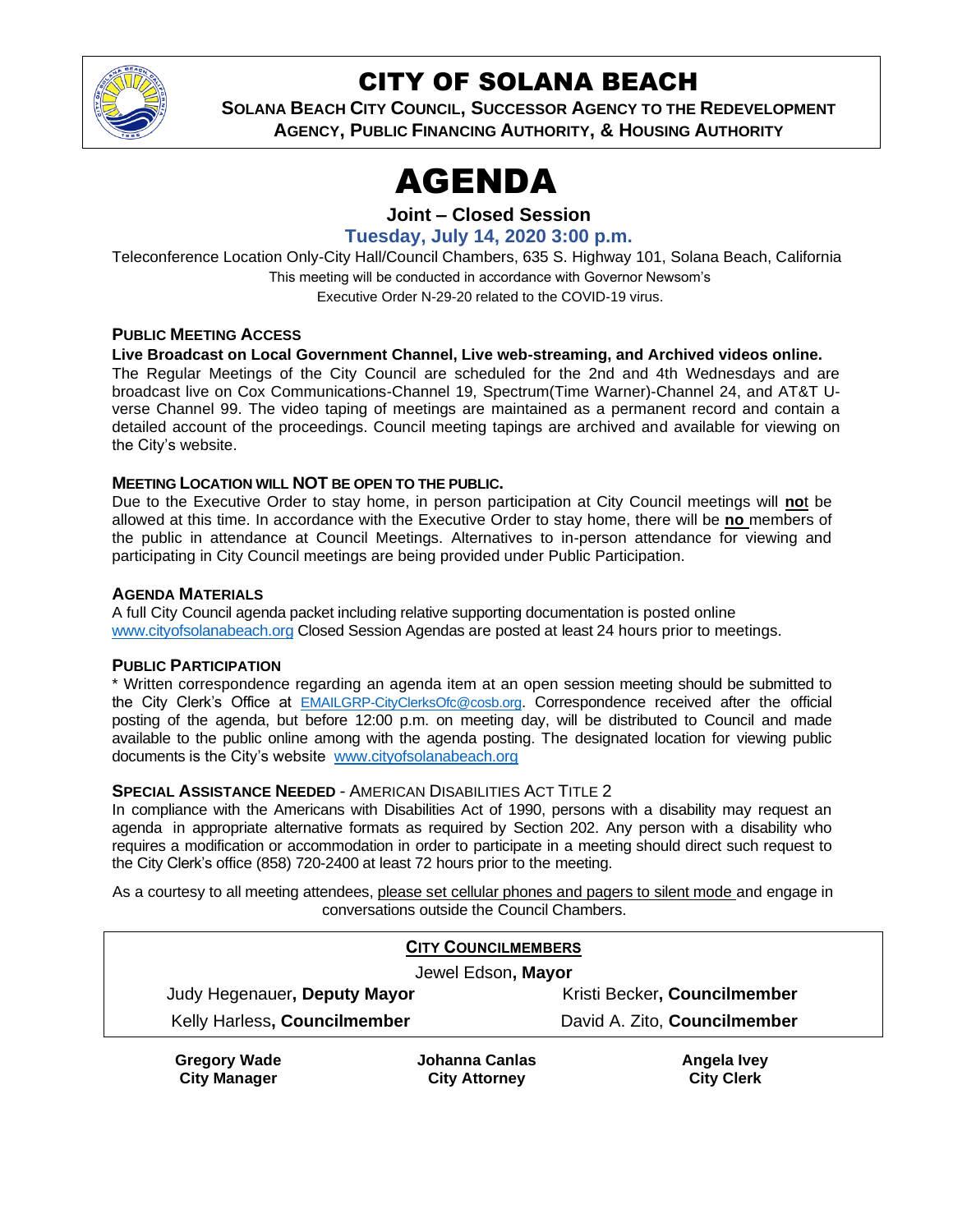# CITY OF SOLANA BEACH

**SOLANA BEACH CITY COUNCIL, SUCCESSOR AGENCY TO THE REDEVELOPMENT AGENCY, PUBLIC FINANCING AUTHORITY, & HOUSING AUTHORITY**

# AGENDA

## Joint – Closed Session

### Tuesday, July 14, 2020 3:00 p.m.

Teleconference Location Only-City Hall/Council Chambers, 635 S. Highway 101, Solana Beach, California

This meeting will be conducted in accordance with Governor Newsom's Executive Order N-29-20 related to the COVID-19 virus.

#### PUBLIC MEETING ACCESS

**Live Broadcast on Local Government Channel, Live web-streaming, and Archived videos online.**

The Regular Meetings of the City Council are scheduled for the 2nd and 4th Wednesdays and are broadcast live on Cox Communications-Channel 19, Spectrum(Time Warner)-Channel 24, and AT&T U-verse Channel 99. The video taping of meetings are maintained as a permanent record and contain a detailed account of the proceedings. Council meeting tapings are archived and available for viewing on the City's website.

#### MEETING LOCATION WILL NOT BE OPEN TO THE PUBLIC.

Due to the Executive Order to stay home, in person participation at City Council meetings will **not** be allowed at this time. In accordance with the Executive Order to stay home, there will be **no** members of the public in attendance at Council Meetings. Alternatives to in-person attendance for viewing and participating in City Council meetings are being provided under Public Participation.

#### AGENDA MATERIALS

A full City Council agenda packet including relative supporting documentation is posted online www.cityofsolanabeach.org Closed Session Agendas are posted at least 24 hours prior to meetings.

#### PUBLIC PARTICIPATION

* Written correspondence regarding an agenda item at an open session meeting should be submitted to the City Clerk's Office at EMAILGRP-CityClerksOfc@cosb.org. Correspondence received after the official posting of the agenda, but before 12:00 p.m. on meeting day, will be distributed to Council and made available to the public online among with the agenda posting. The designated location for viewing public documents is the City's website www.cityofsolanabeach.org

#### SPECIAL ASSISTANCE NEEDED - AMERICAN DISABILITIES ACT TITLE 2

In compliance with the Americans with Disabilities Act of 1990, persons with a disability may request an agenda in appropriate alternative formats as required by Section 202. Any person with a disability who requires a modification or accommodation in order to participate in a meeting should direct such request to the City Clerk's office (858) 720-2400 at least 72 hours prior to the meeting.

As a courtesy to all meeting attendees, please set cellular phones and pagers to silent mode and engage in conversations outside the Council Chambers.

#### CITY COUNCILMEMBERS

Jewel Edson, **Mayor**

| | |
|---|---|
| Judy Hegenauer, **Deputy Mayor** | Kristi Becker, **Councilmember** |
| Kelly Harless, **Councilmember** | David A. Zito, **Councilmember** |

| | | |
|---|---|---|
| **Gregory Wade**<br>**City Manager** | **Johanna Canlas**<br>**City Attorney** | **Angela Ivey**<br>**City Clerk** |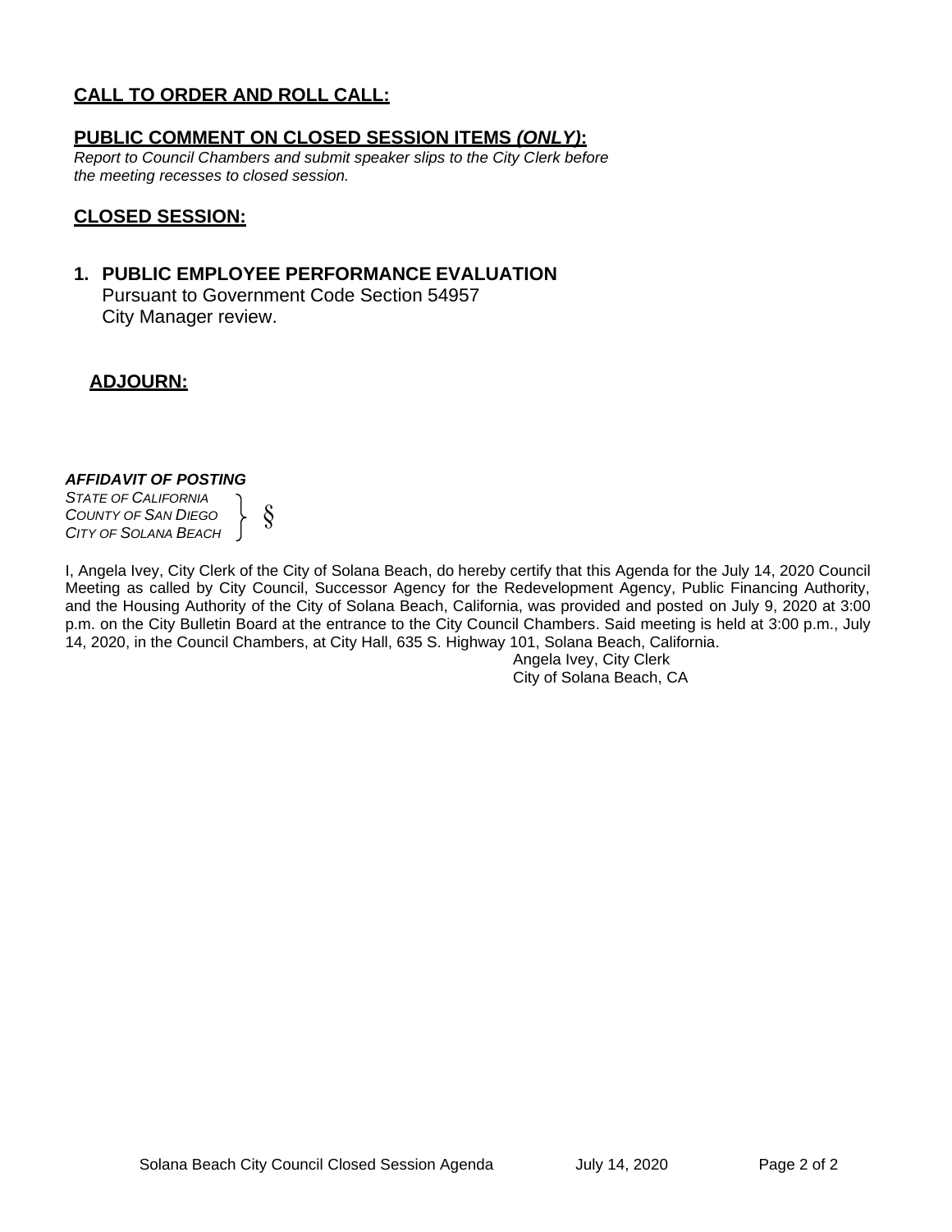## CALL TO ORDER AND ROLL CALL:

## PUBLIC COMMENT ON CLOSED SESSION ITEMS *(ONLY)*:

*Report to Council Chambers and submit speaker slips to the City Clerk before the meeting recesses to closed session.*

## CLOSED SESSION:

### 1. PUBLIC EMPLOYEE PERFORMANCE EVALUATION

Pursuant to Government Code Section 54957
City Manager review.

## ADJOURN:

***AFFIDAVIT OF POSTING***

*STATE OF CALIFORNIA*
*COUNTY OF SAN DIEGO* } §
*CITY OF SOLANA BEACH*

I, Angela Ivey, City Clerk of the City of Solana Beach, do hereby certify that this Agenda for the July 14, 2020 Council Meeting as called by City Council, Successor Agency for the Redevelopment Agency, Public Financing Authority, and the Housing Authority of the City of Solana Beach, California, was provided and posted on July 9, 2020 at 3:00 p.m. on the City Bulletin Board at the entrance to the City Council Chambers. Said meeting is held at 3:00 p.m., July 14, 2020, in the Council Chambers, at City Hall, 635 S. Highway 101, Solana Beach, California.

Angela Ivey, City Clerk
City of Solana Beach, CA